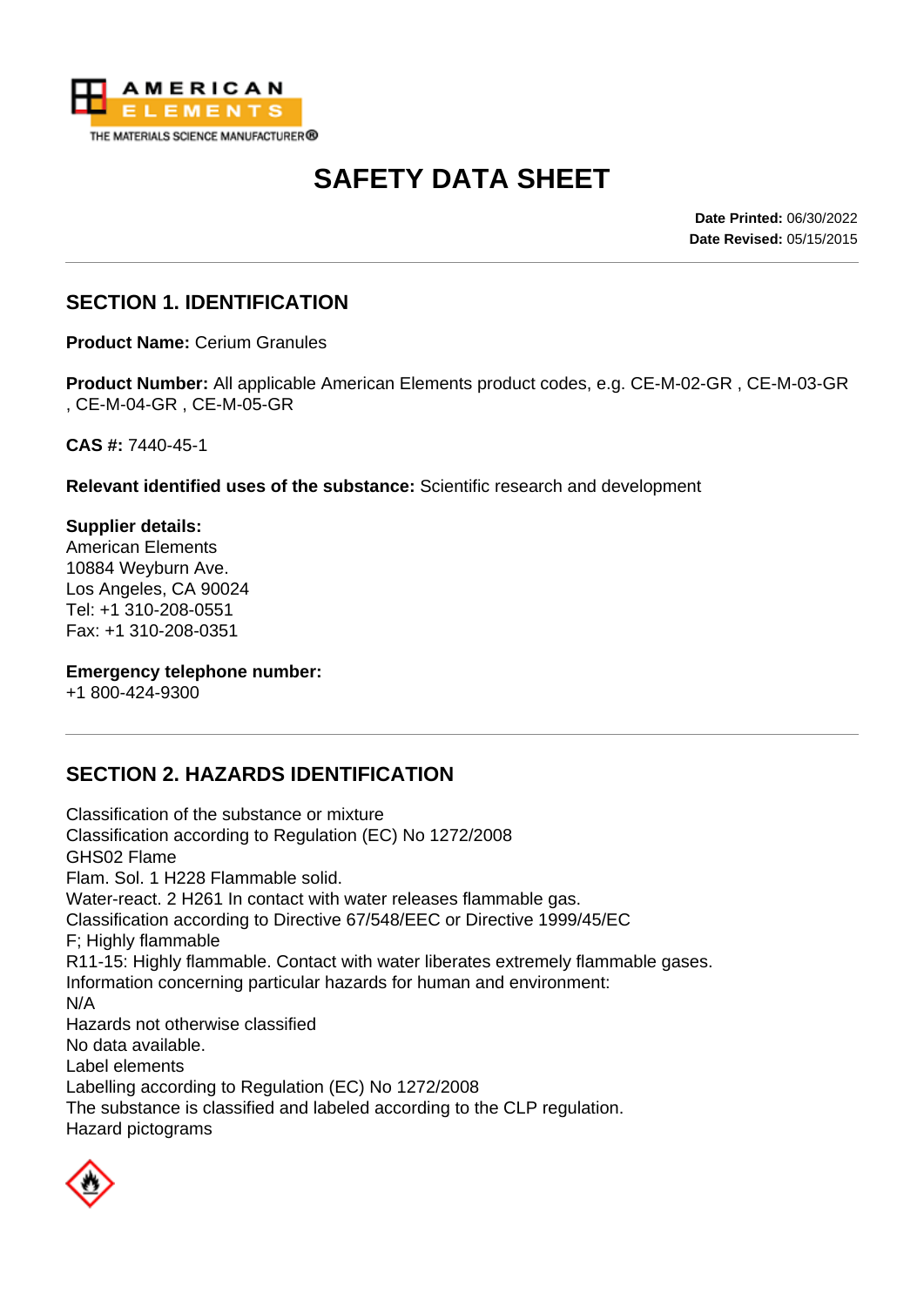AMERICAN ELEMENTS
THE MATERIALS SCIENCE MANUFACTURER®

# SAFETY DATA SHEET

**Date Printed:** 06/30/2022
**Date Revised:** 05/15/2015

## SECTION 1. IDENTIFICATION

**Product Name:** Cerium Granules

**Product Number:** All applicable American Elements product codes, e.g. CE-M-02-GR , CE-M-03-GR , CE-M-04-GR , CE-M-05-GR

**CAS #:** 7440-45-1

**Relevant identified uses of the substance:** Scientific research and development

**Supplier details:**
American Elements
10884 Weyburn Ave.
Los Angeles, CA 90024
Tel: +1 310-208-0551
Fax: +1 310-208-0351

**Emergency telephone number:**
+1 800-424-9300

## SECTION 2. HAZARDS IDENTIFICATION

Classification of the substance or mixture
Classification according to Regulation (EC) No 1272/2008
GHS02 Flame
Flam. Sol. 1 H228 Flammable solid.
Water-react. 2 H261 In contact with water releases flammable gas.
Classification according to Directive 67/548/EEC or Directive 1999/45/EC
F; Highly flammable
R11-15: Highly flammable. Contact with water liberates extremely flammable gases.
Information concerning particular hazards for human and environment:
N/A
Hazards not otherwise classified
No data available.
Label elements
Labelling according to Regulation (EC) No 1272/2008
The substance is classified and labeled according to the CLP regulation.
Hazard pictograms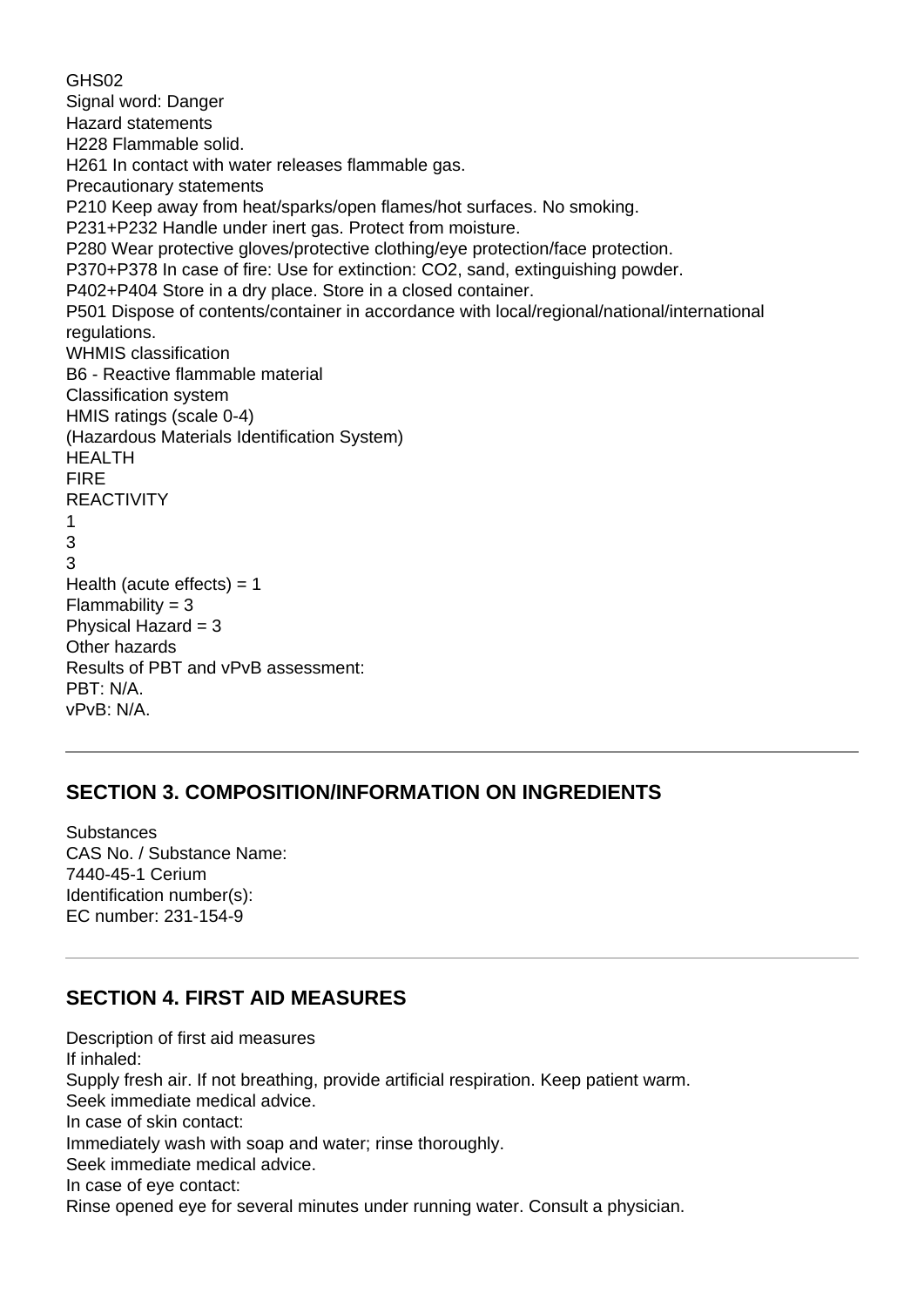GHS02
Signal word: Danger
Hazard statements
H228 Flammable solid.
H261 In contact with water releases flammable gas.
Precautionary statements
P210 Keep away from heat/sparks/open flames/hot surfaces. No smoking.
P231+P232 Handle under inert gas. Protect from moisture.
P280 Wear protective gloves/protective clothing/eye protection/face protection.
P370+P378 In case of fire: Use for extinction: $CO_2$, sand, extinguishing powder.
P402+P404 Store in a dry place. Store in a closed container.
P501 Dispose of contents/container in accordance with local/regional/national/international regulations.
WHMIS classification
B6 - Reactive flammable material
Classification system
HMIS ratings (scale 0-4)
(Hazardous Materials Identification System)
HEALTH
FIRE
REACTIVITY
1
3
3
Health (acute effects) = 1
Flammability = 3
Physical Hazard = 3
Other hazards
Results of PBT and vPvB assessment:
PBT: N/A.
vPvB: N/A.

---

## SECTION 3. COMPOSITION/INFORMATION ON INGREDIENTS

Substances
CAS No. / Substance Name:
7440-45-1 Cerium
Identification number(s):
EC number: 231-154-9

---

## SECTION 4. FIRST AID MEASURES

Description of first aid measures
If inhaled:
Supply fresh air. If not breathing, provide artificial respiration. Keep patient warm.
Seek immediate medical advice.
In case of skin contact:
Immediately wash with soap and water; rinse thoroughly.
Seek immediate medical advice.
In case of eye contact:
Rinse opened eye for several minutes under running water. Consult a physician.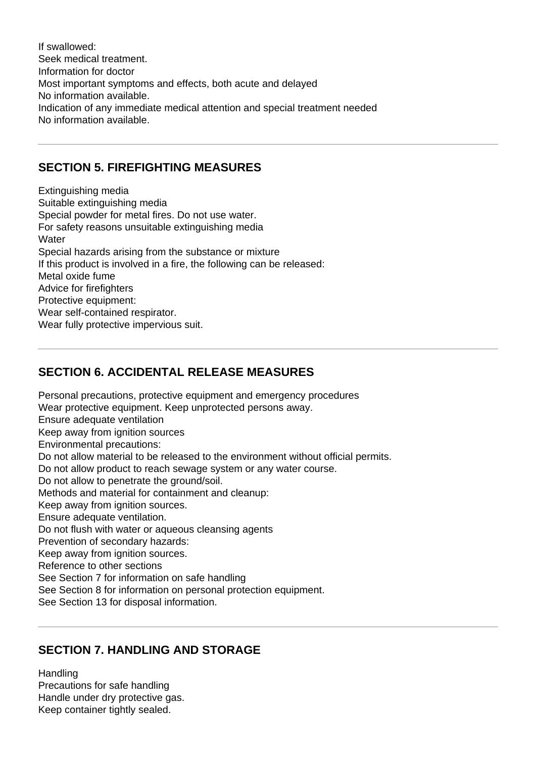If swallowed:
Seek medical treatment.
Information for doctor
Most important symptoms and effects, both acute and delayed
No information available.
Indication of any immediate medical attention and special treatment needed
No information available.

---

## SECTION 5. FIREFIGHTING MEASURES

Extinguishing media
Suitable extinguishing media
Special powder for metal fires. Do not use water.
For safety reasons unsuitable extinguishing media
Water
Special hazards arising from the substance or mixture
If this product is involved in a fire, the following can be released:
Metal oxide fume
Advice for firefighters
Protective equipment:
Wear self-contained respirator.
Wear fully protective impervious suit.

---

## SECTION 6. ACCIDENTAL RELEASE MEASURES

Personal precautions, protective equipment and emergency procedures
Wear protective equipment. Keep unprotected persons away.
Ensure adequate ventilation
Keep away from ignition sources
Environmental precautions:
Do not allow material to be released to the environment without official permits.
Do not allow product to reach sewage system or any water course.
Do not allow to penetrate the ground/soil.
Methods and material for containment and cleanup:
Keep away from ignition sources.
Ensure adequate ventilation.
Do not flush with water or aqueous cleansing agents
Prevention of secondary hazards:
Keep away from ignition sources.
Reference to other sections
See Section 7 for information on safe handling
See Section 8 for information on personal protection equipment.
See Section 13 for disposal information.

---

## SECTION 7. HANDLING AND STORAGE

Handling
Precautions for safe handling
Handle under dry protective gas.
Keep container tightly sealed.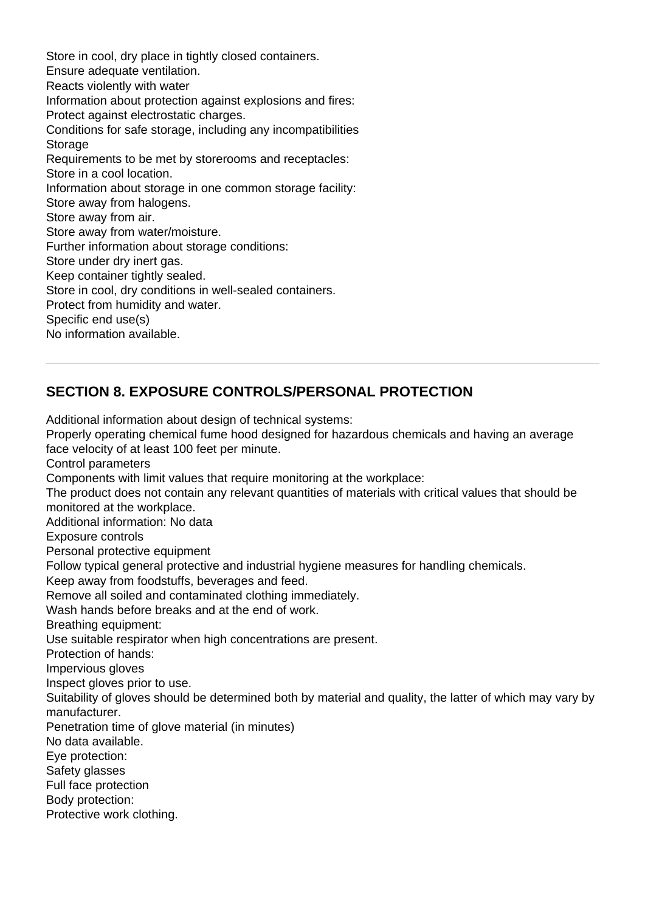Store in cool, dry place in tightly closed containers.
Ensure adequate ventilation.
Reacts violently with water
Information about protection against explosions and fires:
Protect against electrostatic charges.
Conditions for safe storage, including any incompatibilities
Storage
Requirements to be met by storerooms and receptacles:
Store in a cool location.
Information about storage in one common storage facility:
Store away from halogens.
Store away from air.
Store away from water/moisture.
Further information about storage conditions:
Store under dry inert gas.
Keep container tightly sealed.
Store in cool, dry conditions in well-sealed containers.
Protect from humidity and water.
Specific end use(s)
No information available.

---

## SECTION 8. EXPOSURE CONTROLS/PERSONAL PROTECTION

Additional information about design of technical systems:
Properly operating chemical fume hood designed for hazardous chemicals and having an average face velocity of at least 100 feet per minute.
Control parameters
Components with limit values that require monitoring at the workplace:
The product does not contain any relevant quantities of materials with critical values that should be monitored at the workplace.
Additional information: No data
Exposure controls
Personal protective equipment
Follow typical general protective and industrial hygiene measures for handling chemicals.
Keep away from foodstuffs, beverages and feed.
Remove all soiled and contaminated clothing immediately.
Wash hands before breaks and at the end of work.
Breathing equipment:
Use suitable respirator when high concentrations are present.
Protection of hands:
Impervious gloves
Inspect gloves prior to use.
Suitability of gloves should be determined both by material and quality, the latter of which may vary by manufacturer.
Penetration time of glove material (in minutes)
No data available.
Eye protection:
Safety glasses
Full face protection
Body protection:
Protective work clothing.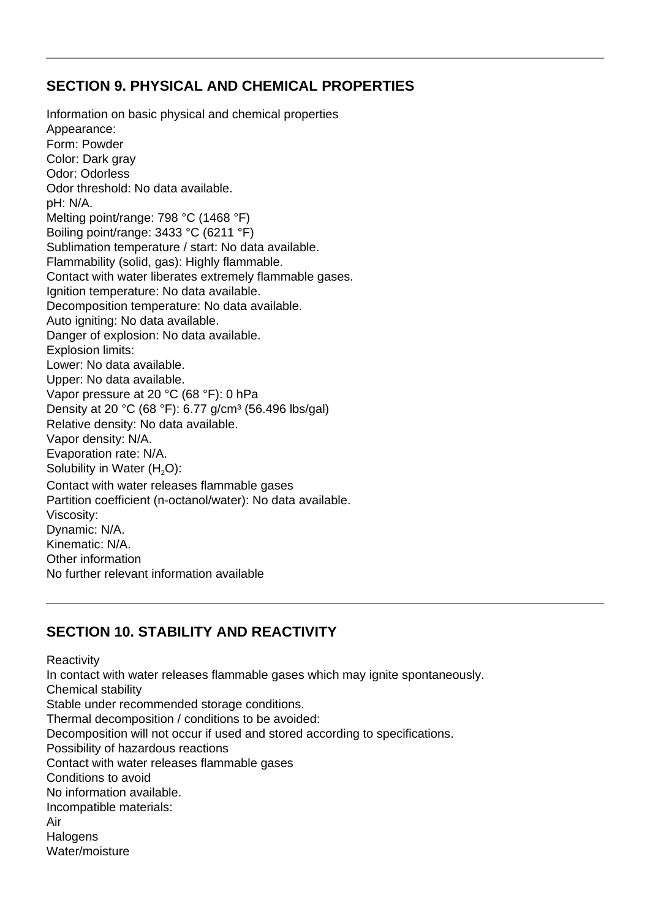---

## SECTION 9. PHYSICAL AND CHEMICAL PROPERTIES

Information on basic physical and chemical properties
Appearance:
Form: Powder
Color: Dark gray
Odor: Odorless
Odor threshold: No data available.
pH: N/A.
Melting point/range: 798 °C (1468 °F)
Boiling point/range: 3433 °C (6211 °F)
Sublimation temperature / start: No data available.
Flammability (solid, gas): Highly flammable.
Contact with water liberates extremely flammable gases.
Ignition temperature: No data available.
Decomposition temperature: No data available.
Auto igniting: No data available.
Danger of explosion: No data available.
Explosion limits:
Lower: No data available.
Upper: No data available.
Vapor pressure at 20 °C (68 °F): 0 hPa
Density at 20 °C (68 °F): 6.77 g/cm³ (56.496 lbs/gal)
Relative density: No data available.
Vapor density: N/A.
Evaporation rate: N/A.
Solubility in Water ($H_2O$):
Contact with water releases flammable gases
Partition coefficient (n-octanol/water): No data available.
Viscosity:
Dynamic: N/A.
Kinematic: N/A.
Other information
No further relevant information available

---

## SECTION 10. STABILITY AND REACTIVITY

Reactivity
In contact with water releases flammable gases which may ignite spontaneously.
Chemical stability
Stable under recommended storage conditions.
Thermal decomposition / conditions to be avoided:
Decomposition will not occur if used and stored according to specifications.
Possibility of hazardous reactions
Contact with water releases flammable gases
Conditions to avoid
No information available.
Incompatible materials:
Air
Halogens
Water/moisture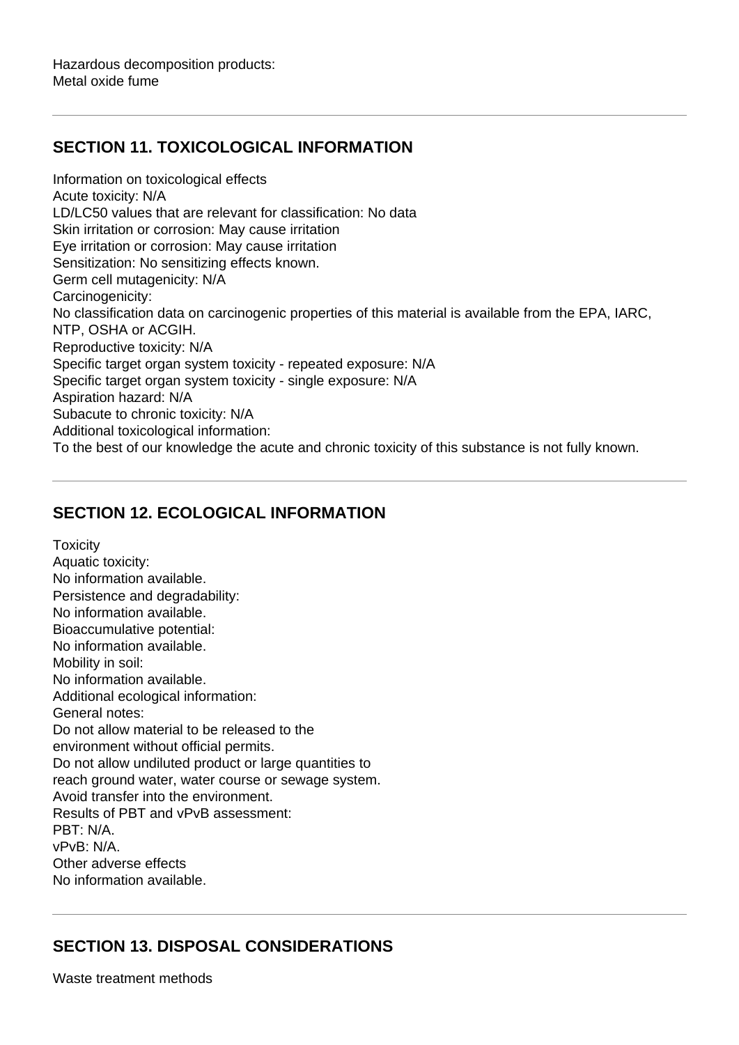Hazardous decomposition products:
Metal oxide fume

---

## SECTION 11. TOXICOLOGICAL INFORMATION

Information on toxicological effects
Acute toxicity: N/A
LD/LC50 values that are relevant for classification: No data
Skin irritation or corrosion: May cause irritation
Eye irritation or corrosion: May cause irritation
Sensitization: No sensitizing effects known.
Germ cell mutagenicity: N/A
Carcinogenicity:
No classification data on carcinogenic properties of this material is available from the EPA, IARC, NTP, OSHA or ACGIH.
Reproductive toxicity: N/A
Specific target organ system toxicity - repeated exposure: N/A
Specific target organ system toxicity - single exposure: N/A
Aspiration hazard: N/A
Subacute to chronic toxicity: N/A
Additional toxicological information:
To the best of our knowledge the acute and chronic toxicity of this substance is not fully known.

---

## SECTION 12. ECOLOGICAL INFORMATION

Toxicity
Aquatic toxicity:
No information available.
Persistence and degradability:
No information available.
Bioaccumulative potential:
No information available.
Mobility in soil:
No information available.
Additional ecological information:
General notes:
Do not allow material to be released to the environment without official permits.
Do not allow undiluted product or large quantities to reach ground water, water course or sewage system.
Avoid transfer into the environment.
Results of PBT and vPvB assessment:
PBT: N/A.
vPvB: N/A.
Other adverse effects
No information available.

---

## SECTION 13. DISPOSAL CONSIDERATIONS

Waste treatment methods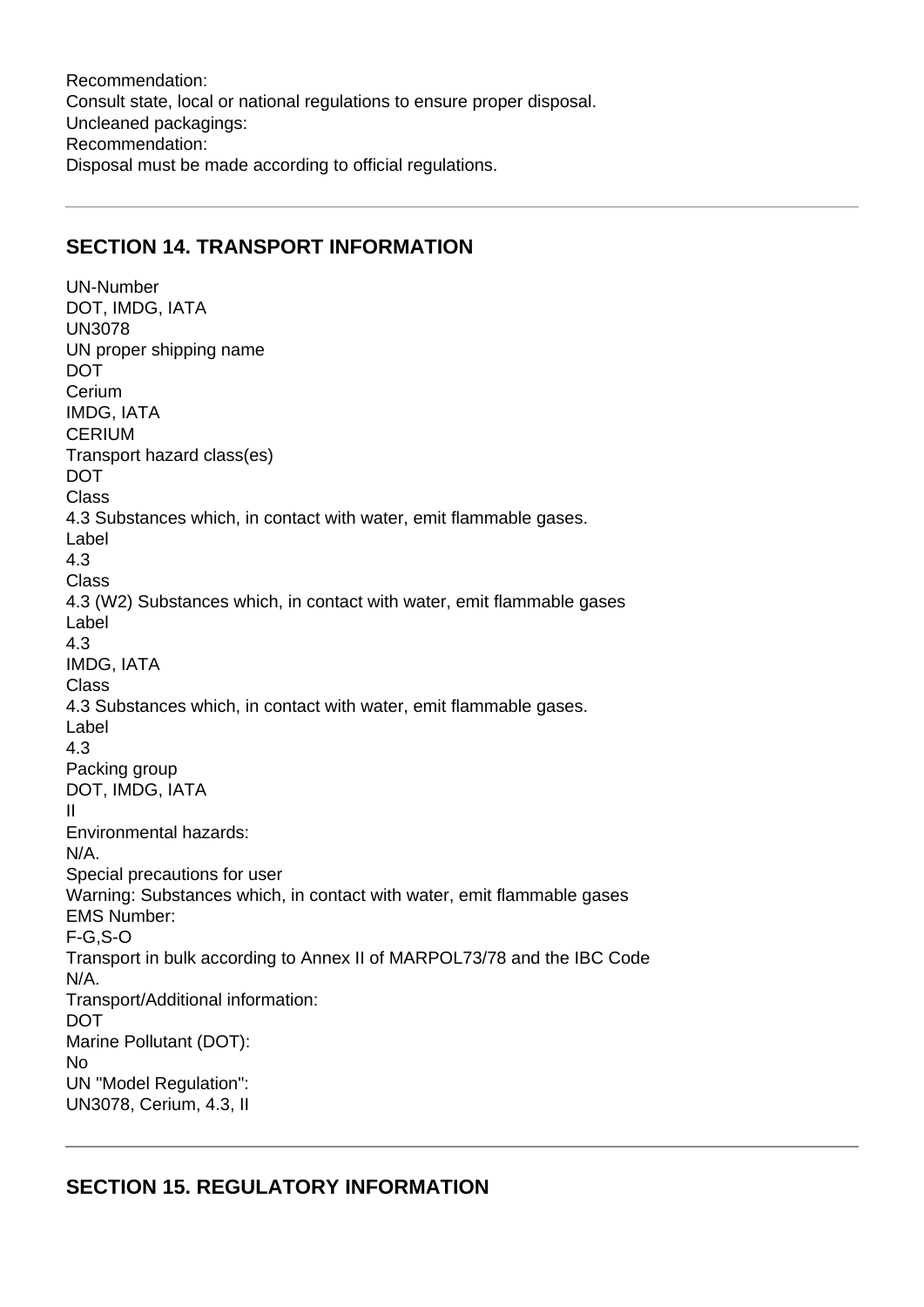Recommendation:
Consult state, local or national regulations to ensure proper disposal.
Uncleaned packagings:
Recommendation:
Disposal must be made according to official regulations.

---

## SECTION 14. TRANSPORT INFORMATION

UN-Number
DOT, IMDG, IATA
UN3078
UN proper shipping name
DOT
Cerium
IMDG, IATA
CERIUM
Transport hazard class(es)
DOT
Class
4.3 Substances which, in contact with water, emit flammable gases.
Label
4.3
Class
4.3 (W2) Substances which, in contact with water, emit flammable gases
Label
4.3
IMDG, IATA
Class
4.3 Substances which, in contact with water, emit flammable gases.
Label
4.3
Packing group
DOT, IMDG, IATA
II
Environmental hazards:
N/A.
Special precautions for user
Warning: Substances which, in contact with water, emit flammable gases
EMS Number:
F-G,S-O
Transport in bulk according to Annex II of MARPOL73/78 and the IBC Code
N/A.
Transport/Additional information:
DOT
Marine Pollutant (DOT):
No
UN "Model Regulation":
UN3078, Cerium, 4.3, II

---

## SECTION 15. REGULATORY INFORMATION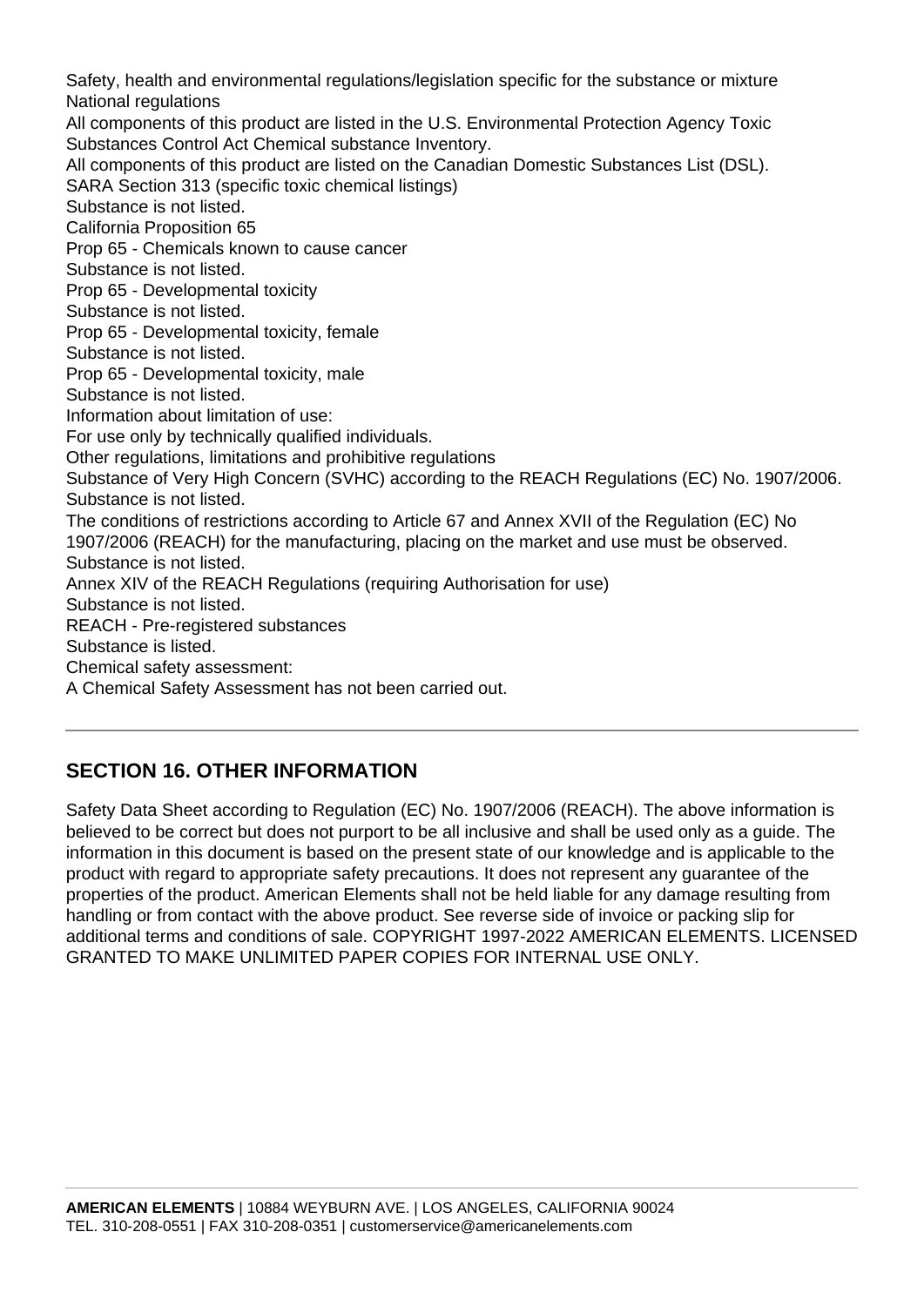Safety, health and environmental regulations/legislation specific for the substance or mixture
National regulations
All components of this product are listed in the U.S. Environmental Protection Agency Toxic Substances Control Act Chemical substance Inventory.
All components of this product are listed on the Canadian Domestic Substances List (DSL).
SARA Section 313 (specific toxic chemical listings)
Substance is not listed.
California Proposition 65
Prop 65 - Chemicals known to cause cancer
Substance is not listed.
Prop 65 - Developmental toxicity
Substance is not listed.
Prop 65 - Developmental toxicity, female
Substance is not listed.
Prop 65 - Developmental toxicity, male
Substance is not listed.
Information about limitation of use:
For use only by technically qualified individuals.
Other regulations, limitations and prohibitive regulations
Substance of Very High Concern (SVHC) according to the REACH Regulations (EC) No. 1907/2006.
Substance is not listed.
The conditions of restrictions according to Article 67 and Annex XVII of the Regulation (EC) No 1907/2006 (REACH) for the manufacturing, placing on the market and use must be observed.
Substance is not listed.
Annex XIV of the REACH Regulations (requiring Authorisation for use)
Substance is not listed.
REACH - Pre-registered substances
Substance is listed.
Chemical safety assessment:
A Chemical Safety Assessment has not been carried out.

---

## SECTION 16. OTHER INFORMATION

Safety Data Sheet according to Regulation (EC) No. 1907/2006 (REACH). The above information is believed to be correct but does not purport to be all inclusive and shall be used only as a guide. The information in this document is based on the present state of our knowledge and is applicable to the product with regard to appropriate safety precautions. It does not represent any guarantee of the properties of the product. American Elements shall not be held liable for any damage resulting from handling or from contact with the above product. See reverse side of invoice or packing slip for additional terms and conditions of sale. COPYRIGHT 1997-2022 AMERICAN ELEMENTS. LICENSED GRANTED TO MAKE UNLIMITED PAPER COPIES FOR INTERNAL USE ONLY.